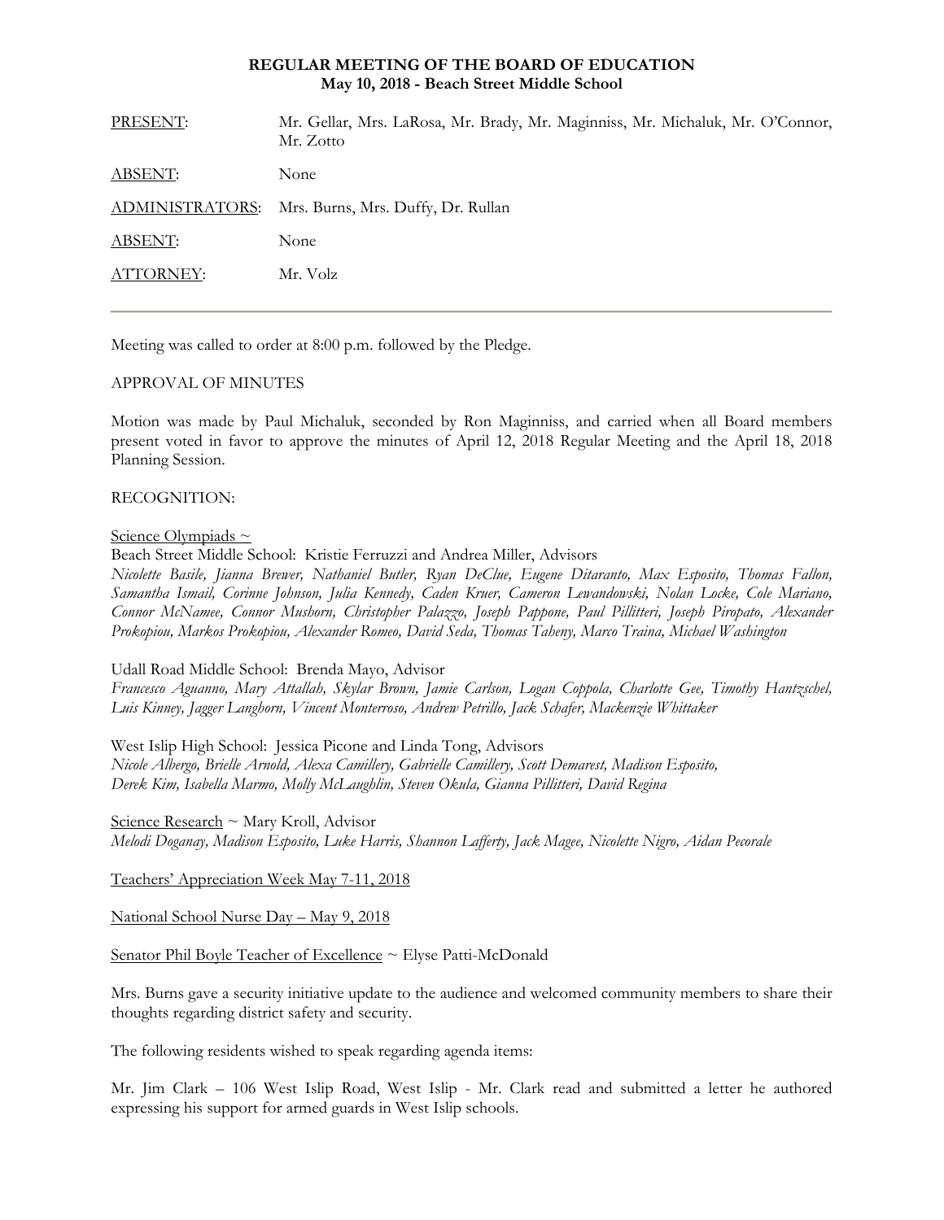**REGULAR MEETING OF THE BOARD OF EDUCATION**
**May 10, 2018 - Beach Street Middle School**

| | |
|---|---|
| PRESENT: | Mr. Gellar, Mrs. LaRosa, Mr. Brady, Mr. Maginniss, Mr. Michaluk, Mr. O'Connor, Mr. Zotto |
| ABSENT: | None |
| ADMINISTRATORS: | Mrs. Burns, Mrs. Duffy, Dr. Rullan |
| ABSENT: | None |
| ATTORNEY: | Mr. Volz |

---

Meeting was called to order at 8:00 p.m. followed by the Pledge.

APPROVAL OF MINUTES

Motion was made by Paul Michaluk, seconded by Ron Maginniss, and carried when all Board members present voted in favor to approve the minutes of April 12, 2018 Regular Meeting and the April 18, 2018 Planning Session.

RECOGNITION:

Science Olympiads ~

Beach Street Middle School: Kristie Ferruzzi and Andrea Miller, Advisors
*Nicolette Basile, Jianna Brewer, Nathaniel Butler, Ryan DeClue, Eugene Ditaranto, Max Esposito, Thomas Fallon, Samantha Ismail, Corinne Johnson, Julia Kennedy, Caden Kruer, Cameron Lewandowski, Nolan Locke, Cole Mariano, Connor McNamee, Connor Mushorn, Christopher Palazzo, Joseph Pappone, Paul Pillitteri, Joseph Piropato, Alexander Prokopiou, Markos Prokopiou, Alexander Romeo, David Seda, Thomas Taheny, Marco Traina, Michael Washington*

Udall Road Middle School: Brenda Mayo, Advisor
*Francesco Aguanno, Mary Attallah, Skylar Brown, Jamie Carlson, Logan Coppola, Charlotte Gee, Timothy Hantzschel, Luis Kinney, Jagger Langhorn, Vincent Monterroso, Andrew Petrillo, Jack Schafer, Mackenzie Whittaker*

West Islip High School: Jessica Picone and Linda Tong, Advisors
*Nicole Albergo, Brielle Arnold, Alexa Camillery, Gabrielle Camillery, Scott Demarest, Madison Esposito, Derek Kim, Isabella Marmo, Molly McLaughlin, Steven Okula, Gianna Pillitteri, David Regina*

Science Research ~ Mary Kroll, Advisor
*Melodi Doganay, Madison Esposito, Luke Harris, Shannon Lafferty, Jack Magee, Nicolette Nigro, Aidan Pecorale*

Teachers' Appreciation Week May 7-11, 2018

National School Nurse Day – May 9, 2018

Senator Phil Boyle Teacher of Excellence ~ Elyse Patti-McDonald

Mrs. Burns gave a security initiative update to the audience and welcomed community members to share their thoughts regarding district safety and security.

The following residents wished to speak regarding agenda items:

Mr. Jim Clark – 106 West Islip Road, West Islip - Mr. Clark read and submitted a letter he authored expressing his support for armed guards in West Islip schools.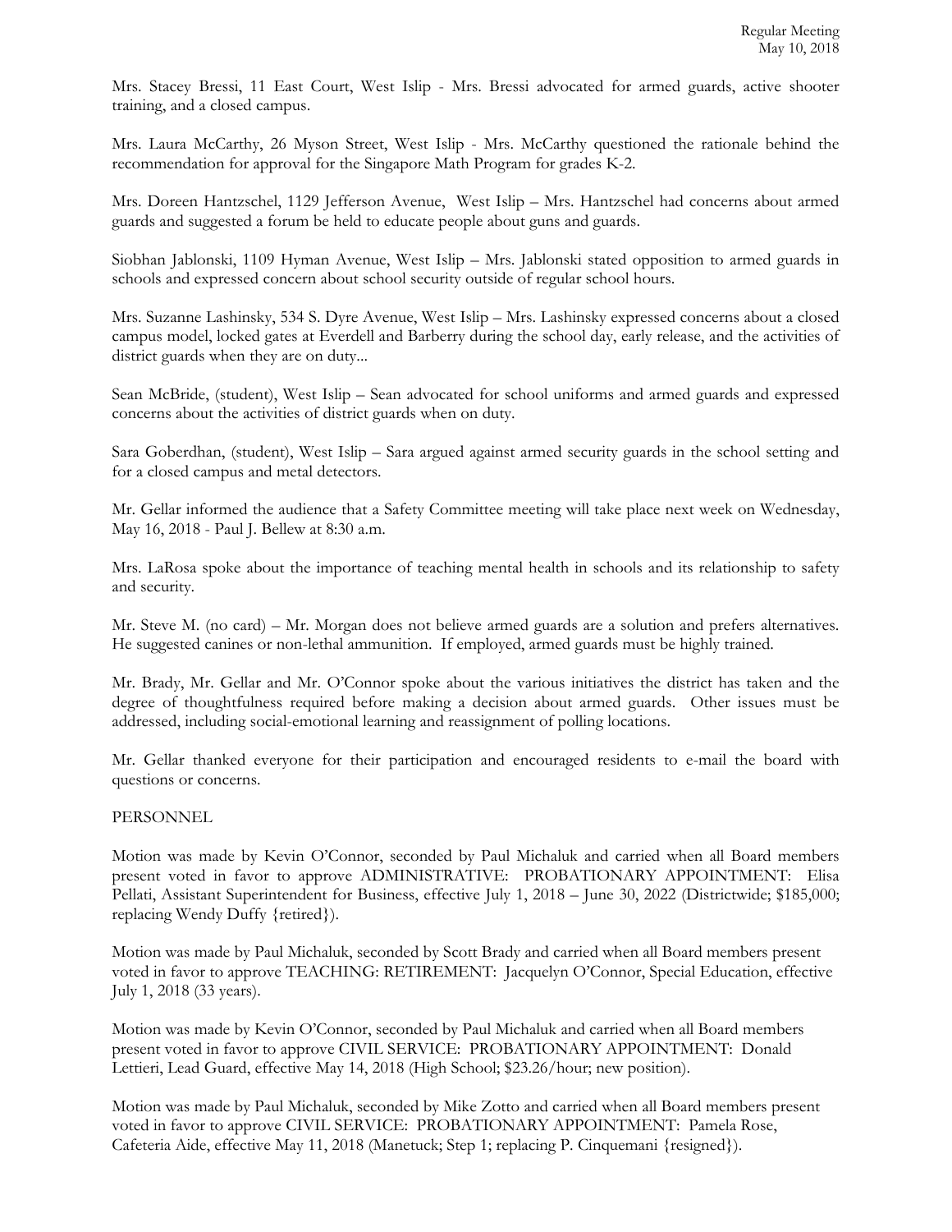Mrs. Stacey Bressi, 11 East Court, West Islip - Mrs. Bressi advocated for armed guards, active shooter training, and a closed campus.

Mrs. Laura McCarthy, 26 Myson Street, West Islip - Mrs. McCarthy questioned the rationale behind the recommendation for approval for the Singapore Math Program for grades K-2.

Mrs. Doreen Hantzschel, 1129 Jefferson Avenue, West Islip – Mrs. Hantzschel had concerns about armed guards and suggested a forum be held to educate people about guns and guards.

Siobhan Jablonski, 1109 Hyman Avenue, West Islip – Mrs. Jablonski stated opposition to armed guards in schools and expressed concern about school security outside of regular school hours.

Mrs. Suzanne Lashinsky, 534 S. Dyre Avenue, West Islip – Mrs. Lashinsky expressed concerns about a closed campus model, locked gates at Everdell and Barberry during the school day, early release, and the activities of district guards when they are on duty...

Sean McBride, (student), West Islip – Sean advocated for school uniforms and armed guards and expressed concerns about the activities of district guards when on duty.

Sara Goberdhan, (student), West Islip – Sara argued against armed security guards in the school setting and for a closed campus and metal detectors.

Mr. Gellar informed the audience that a Safety Committee meeting will take place next week on Wednesday, May 16, 2018 - Paul J. Bellew at 8:30 a.m.

Mrs. LaRosa spoke about the importance of teaching mental health in schools and its relationship to safety and security.

Mr. Steve M. (no card) – Mr. Morgan does not believe armed guards are a solution and prefers alternatives. He suggested canines or non-lethal ammunition. If employed, armed guards must be highly trained.

Mr. Brady, Mr. Gellar and Mr. O'Connor spoke about the various initiatives the district has taken and the degree of thoughtfulness required before making a decision about armed guards. Other issues must be addressed, including social-emotional learning and reassignment of polling locations.

Mr. Gellar thanked everyone for their participation and encouraged residents to e-mail the board with questions or concerns.

PERSONNEL

Motion was made by Kevin O'Connor, seconded by Paul Michaluk and carried when all Board members present voted in favor to approve ADMINISTRATIVE: PROBATIONARY APPOINTMENT: Elisa Pellati, Assistant Superintendent for Business, effective July 1, 2018 – June 30, 2022 (Districtwide; $185,000; replacing Wendy Duffy {retired}).

Motion was made by Paul Michaluk, seconded by Scott Brady and carried when all Board members present voted in favor to approve TEACHING: RETIREMENT: Jacquelyn O'Connor, Special Education, effective July 1, 2018 (33 years).

Motion was made by Kevin O'Connor, seconded by Paul Michaluk and carried when all Board members present voted in favor to approve CIVIL SERVICE: PROBATIONARY APPOINTMENT: Donald Lettieri, Lead Guard, effective May 14, 2018 (High School; $23.26/hour; new position).

Motion was made by Paul Michaluk, seconded by Mike Zotto and carried when all Board members present voted in favor to approve CIVIL SERVICE: PROBATIONARY APPOINTMENT: Pamela Rose, Cafeteria Aide, effective May 11, 2018 (Manetuck; Step 1; replacing P. Cinquemani {resigned}).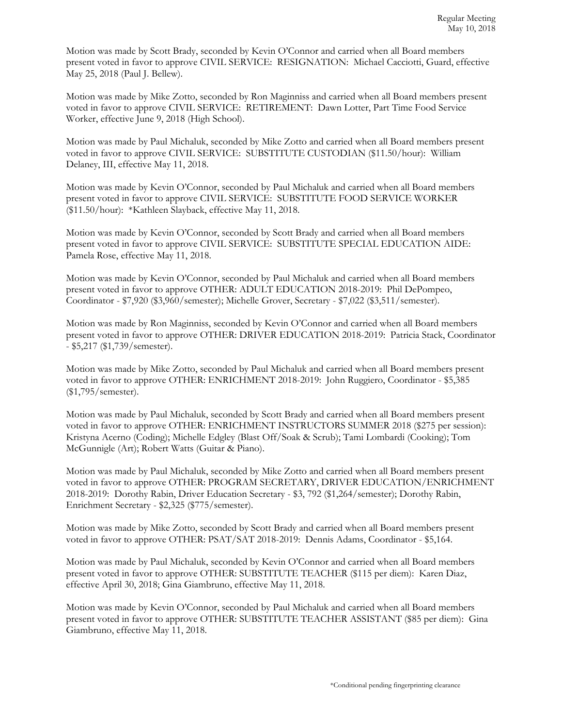Motion was made by Scott Brady, seconded by Kevin O'Connor and carried when all Board members present voted in favor to approve CIVIL SERVICE: RESIGNATION: Michael Cacciotti, Guard, effective May 25, 2018 (Paul J. Bellew).

Motion was made by Mike Zotto, seconded by Ron Maginniss and carried when all Board members present voted in favor to approve CIVIL SERVICE: RETIREMENT: Dawn Lotter, Part Time Food Service Worker, effective June 9, 2018 (High School).

Motion was made by Paul Michaluk, seconded by Mike Zotto and carried when all Board members present voted in favor to approve CIVIL SERVICE: SUBSTITUTE CUSTODIAN ($11.50/hour): William Delaney, III, effective May 11, 2018.

Motion was made by Kevin O'Connor, seconded by Paul Michaluk and carried when all Board members present voted in favor to approve CIVIL SERVICE: SUBSTITUTE FOOD SERVICE WORKER ($11.50/hour): *Kathleen Slayback, effective May 11, 2018.

Motion was made by Kevin O'Connor, seconded by Scott Brady and carried when all Board members present voted in favor to approve CIVIL SERVICE: SUBSTITUTE SPECIAL EDUCATION AIDE: Pamela Rose, effective May 11, 2018.

Motion was made by Kevin O'Connor, seconded by Paul Michaluk and carried when all Board members present voted in favor to approve OTHER: ADULT EDUCATION 2018-2019: Phil DePompeo, Coordinator - $7,920 ($3,960/semester); Michelle Grover, Secretary - $7,022 ($3,511/semester).

Motion was made by Ron Maginniss, seconded by Kevin O'Connor and carried when all Board members present voted in favor to approve OTHER: DRIVER EDUCATION 2018-2019: Patricia Stack, Coordinator - $5,217 ($1,739/semester).

Motion was made by Mike Zotto, seconded by Paul Michaluk and carried when all Board members present voted in favor to approve OTHER: ENRICHMENT 2018-2019: John Ruggiero, Coordinator - $5,385 ($1,795/semester).

Motion was made by Paul Michaluk, seconded by Scott Brady and carried when all Board members present voted in favor to approve OTHER: ENRICHMENT INSTRUCTORS SUMMER 2018 ($275 per session): Kristyna Acerno (Coding); Michelle Edgley (Blast Off/Soak & Scrub); Tami Lombardi (Cooking); Tom McGunnigle (Art); Robert Watts (Guitar & Piano).

Motion was made by Paul Michaluk, seconded by Mike Zotto and carried when all Board members present voted in favor to approve OTHER: PROGRAM SECRETARY, DRIVER EDUCATION/ENRICHMENT 2018-2019: Dorothy Rabin, Driver Education Secretary - $3, 792 ($1,264/semester); Dorothy Rabin, Enrichment Secretary - $2,325 ($775/semester).

Motion was made by Mike Zotto, seconded by Scott Brady and carried when all Board members present voted in favor to approve OTHER: PSAT/SAT 2018-2019: Dennis Adams, Coordinator - $5,164.

Motion was made by Paul Michaluk, seconded by Kevin O'Connor and carried when all Board members present voted in favor to approve OTHER: SUBSTITUTE TEACHER ($115 per diem): Karen Diaz, effective April 30, 2018; Gina Giambruno, effective May 11, 2018.

Motion was made by Kevin O'Connor, seconded by Paul Michaluk and carried when all Board members present voted in favor to approve OTHER: SUBSTITUTE TEACHER ASSISTANT ($85 per diem): Gina Giambruno, effective May 11, 2018.

*Conditional pending fingerprinting clearance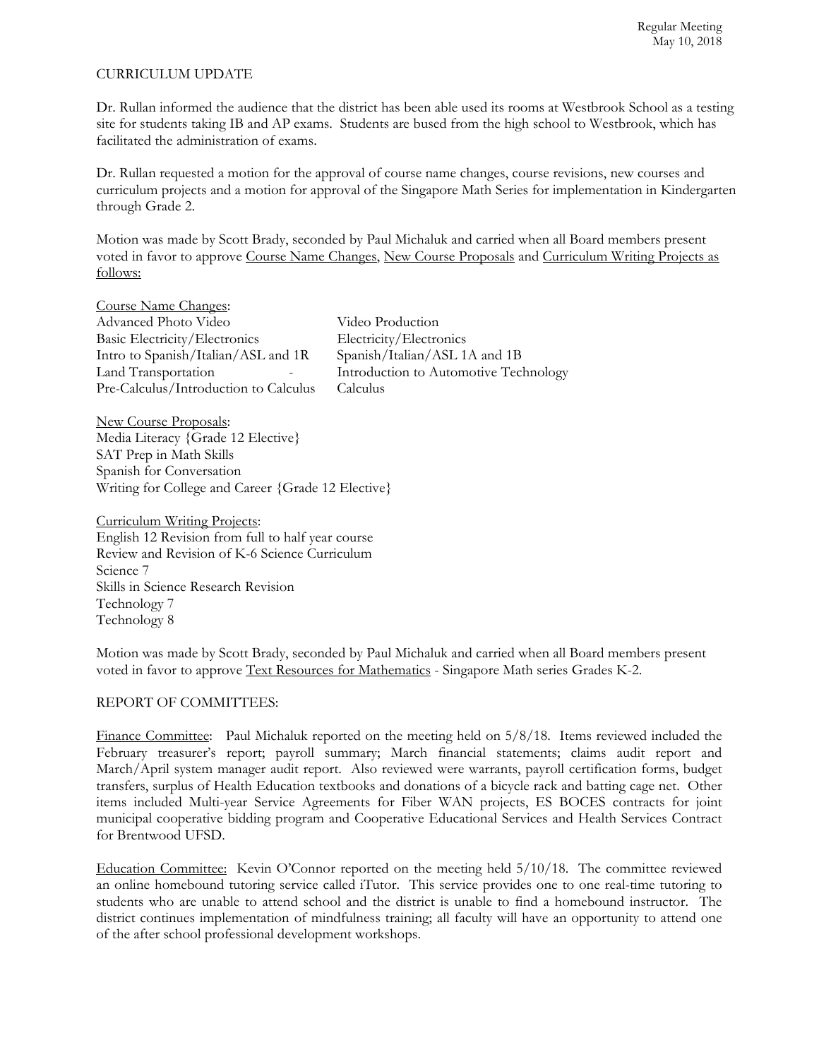CURRICULUM UPDATE

Dr. Rullan informed the audience that the district has been able used its rooms at Westbrook School as a testing site for students taking IB and AP exams. Students are bused from the high school to Westbrook, which has facilitated the administration of exams.

Dr. Rullan requested a motion for the approval of course name changes, course revisions, new courses and curriculum projects and a motion for approval of the Singapore Math Series for implementation in Kindergarten through Grade 2.

Motion was made by Scott Brady, seconded by Paul Michaluk and carried when all Board members present voted in favor to approve Course Name Changes, New Course Proposals and Curriculum Writing Projects as follows:

Course Name Changes:

| | |
|---|---|
| Advanced Photo Video | Video Production |
| Basic Electricity/Electronics | Electricity/Electronics |
| Intro to Spanish/Italian/ASL and 1R | Spanish/Italian/ASL 1A and 1B |
| Land Transportation - | Introduction to Automotive Technology |
| Pre-Calculus/Introduction to Calculus | Calculus |

New Course Proposals:
Media Literacy {Grade 12 Elective}
SAT Prep in Math Skills
Spanish for Conversation
Writing for College and Career {Grade 12 Elective}

Curriculum Writing Projects:
English 12 Revision from full to half year course
Review and Revision of K-6 Science Curriculum
Science 7
Skills in Science Research Revision
Technology 7
Technology 8

Motion was made by Scott Brady, seconded by Paul Michaluk and carried when all Board members present voted in favor to approve Text Resources for Mathematics - Singapore Math series Grades K-2.

REPORT OF COMMITTEES:

Finance Committee: Paul Michaluk reported on the meeting held on 5/8/18. Items reviewed included the February treasurer's report; payroll summary; March financial statements; claims audit report and March/April system manager audit report. Also reviewed were warrants, payroll certification forms, budget transfers, surplus of Health Education textbooks and donations of a bicycle rack and batting cage net. Other items included Multi-year Service Agreements for Fiber WAN projects, ES BOCES contracts for joint municipal cooperative bidding program and Cooperative Educational Services and Health Services Contract for Brentwood UFSD.

Education Committee: Kevin O'Connor reported on the meeting held 5/10/18. The committee reviewed an online homebound tutoring service called iTutor. This service provides one to one real-time tutoring to students who are unable to attend school and the district is unable to find a homebound instructor. The district continues implementation of mindfulness training; all faculty will have an opportunity to attend one of the after school professional development workshops.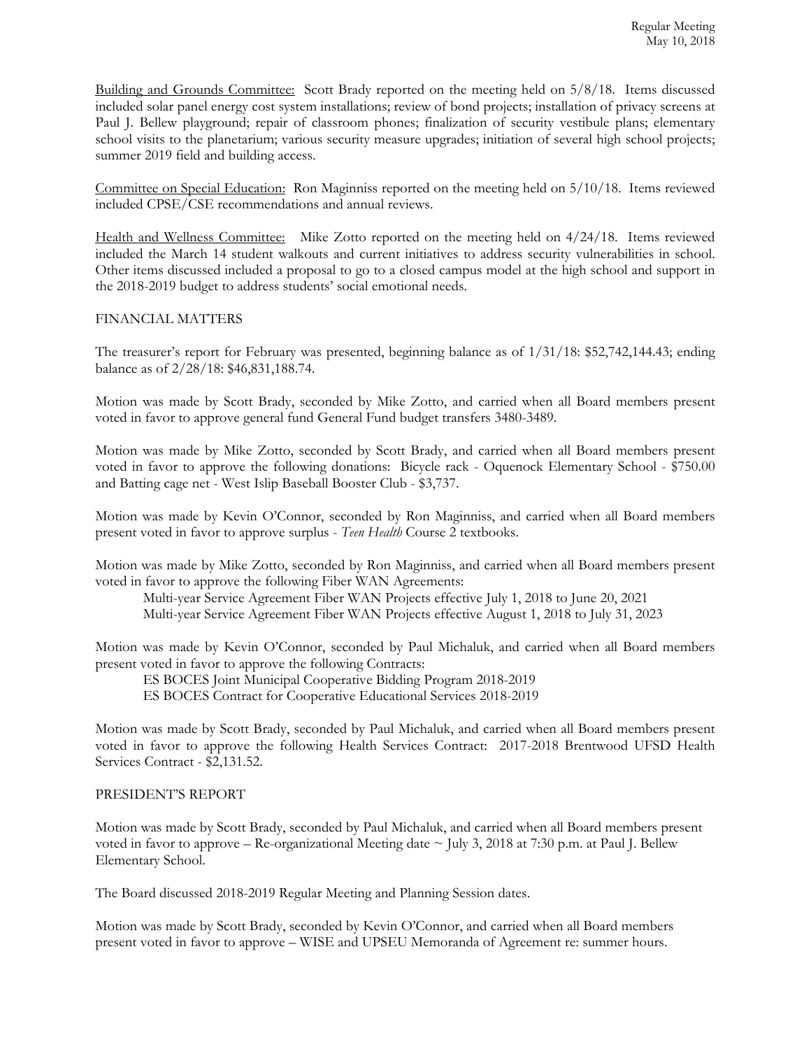Building and Grounds Committee: Scott Brady reported on the meeting held on 5/8/18. Items discussed included solar panel energy cost system installations; review of bond projects; installation of privacy screens at Paul J. Bellew playground; repair of classroom phones; finalization of security vestibule plans; elementary school visits to the planetarium; various security measure upgrades; initiation of several high school projects; summer 2019 field and building access.

Committee on Special Education: Ron Maginniss reported on the meeting held on 5/10/18. Items reviewed included CPSE/CSE recommendations and annual reviews.

Health and Wellness Committee: Mike Zotto reported on the meeting held on 4/24/18. Items reviewed included the March 14 student walkouts and current initiatives to address security vulnerabilities in school. Other items discussed included a proposal to go to a closed campus model at the high school and support in the 2018-2019 budget to address students' social emotional needs.

FINANCIAL MATTERS

The treasurer's report for February was presented, beginning balance as of 1/31/18: $52,742,144.43; ending balance as of 2/28/18: $46,831,188.74.

Motion was made by Scott Brady, seconded by Mike Zotto, and carried when all Board members present voted in favor to approve general fund General Fund budget transfers 3480-3489.

Motion was made by Mike Zotto, seconded by Scott Brady, and carried when all Board members present voted in favor to approve the following donations: Bicycle rack - Oquenock Elementary School - $750.00 and Batting cage net - West Islip Baseball Booster Club - $3,737.

Motion was made by Kevin O'Connor, seconded by Ron Maginniss, and carried when all Board members present voted in favor to approve surplus - *Teen Health* Course 2 textbooks.

Motion was made by Mike Zotto, seconded by Ron Maginniss, and carried when all Board members present voted in favor to approve the following Fiber WAN Agreements:

Multi-year Service Agreement Fiber WAN Projects effective July 1, 2018 to June 20, 2021
Multi-year Service Agreement Fiber WAN Projects effective August 1, 2018 to July 31, 2023

Motion was made by Kevin O'Connor, seconded by Paul Michaluk, and carried when all Board members present voted in favor to approve the following Contracts:

ES BOCES Joint Municipal Cooperative Bidding Program 2018-2019
ES BOCES Contract for Cooperative Educational Services 2018-2019

Motion was made by Scott Brady, seconded by Paul Michaluk, and carried when all Board members present voted in favor to approve the following Health Services Contract: 2017-2018 Brentwood UFSD Health Services Contract - $2,131.52.

PRESIDENT'S REPORT

Motion was made by Scott Brady, seconded by Paul Michaluk, and carried when all Board members present voted in favor to approve – Re-organizational Meeting date ~ July 3, 2018 at 7:30 p.m. at Paul J. Bellew Elementary School.

The Board discussed 2018-2019 Regular Meeting and Planning Session dates.

Motion was made by Scott Brady, seconded by Kevin O'Connor, and carried when all Board members present voted in favor to approve – WISE and UPSEU Memoranda of Agreement re: summer hours.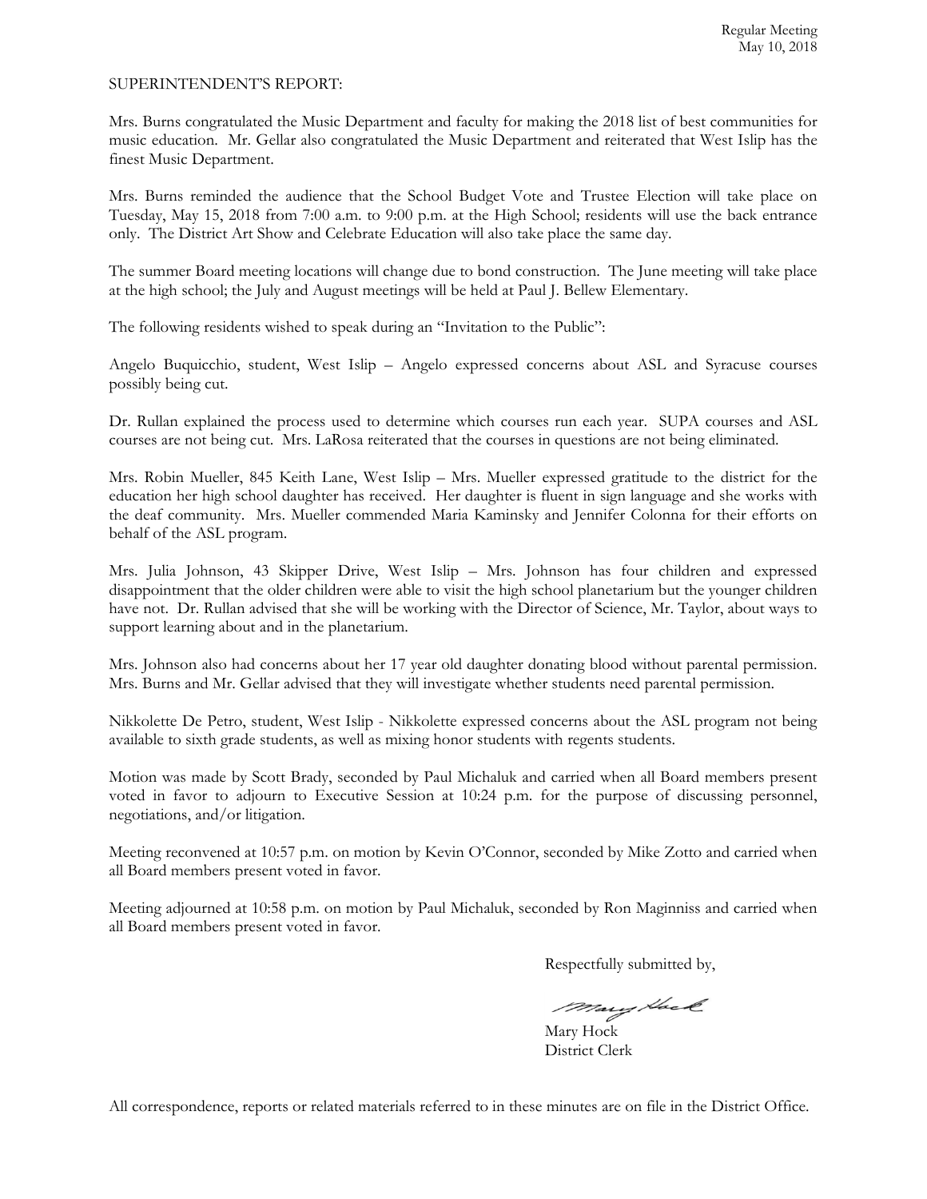SUPERINTENDENT'S REPORT:

Mrs. Burns congratulated the Music Department and faculty for making the 2018 list of best communities for music education. Mr. Gellar also congratulated the Music Department and reiterated that West Islip has the finest Music Department.

Mrs. Burns reminded the audience that the School Budget Vote and Trustee Election will take place on Tuesday, May 15, 2018 from 7:00 a.m. to 9:00 p.m. at the High School; residents will use the back entrance only. The District Art Show and Celebrate Education will also take place the same day.

The summer Board meeting locations will change due to bond construction. The June meeting will take place at the high school; the July and August meetings will be held at Paul J. Bellew Elementary.

The following residents wished to speak during an "Invitation to the Public":

Angelo Buquicchio, student, West Islip – Angelo expressed concerns about ASL and Syracuse courses possibly being cut.

Dr. Rullan explained the process used to determine which courses run each year. SUPA courses and ASL courses are not being cut. Mrs. LaRosa reiterated that the courses in questions are not being eliminated.

Mrs. Robin Mueller, 845 Keith Lane, West Islip – Mrs. Mueller expressed gratitude to the district for the education her high school daughter has received. Her daughter is fluent in sign language and she works with the deaf community. Mrs. Mueller commended Maria Kaminsky and Jennifer Colonna for their efforts on behalf of the ASL program.

Mrs. Julia Johnson, 43 Skipper Drive, West Islip – Mrs. Johnson has four children and expressed disappointment that the older children were able to visit the high school planetarium but the younger children have not. Dr. Rullan advised that she will be working with the Director of Science, Mr. Taylor, about ways to support learning about and in the planetarium.

Mrs. Johnson also had concerns about her 17 year old daughter donating blood without parental permission. Mrs. Burns and Mr. Gellar advised that they will investigate whether students need parental permission.

Nikkolette De Petro, student, West Islip - Nikkolette expressed concerns about the ASL program not being available to sixth grade students, as well as mixing honor students with regents students.

Motion was made by Scott Brady, seconded by Paul Michaluk and carried when all Board members present voted in favor to adjourn to Executive Session at 10:24 p.m. for the purpose of discussing personnel, negotiations, and/or litigation.

Meeting reconvened at 10:57 p.m. on motion by Kevin O'Connor, seconded by Mike Zotto and carried when all Board members present voted in favor.

Meeting adjourned at 10:58 p.m. on motion by Paul Michaluk, seconded by Ron Maginniss and carried when all Board members present voted in favor.

Respectfully submitted by,

Mary Hock

Mary Hock
District Clerk

All correspondence, reports or related materials referred to in these minutes are on file in the District Office.